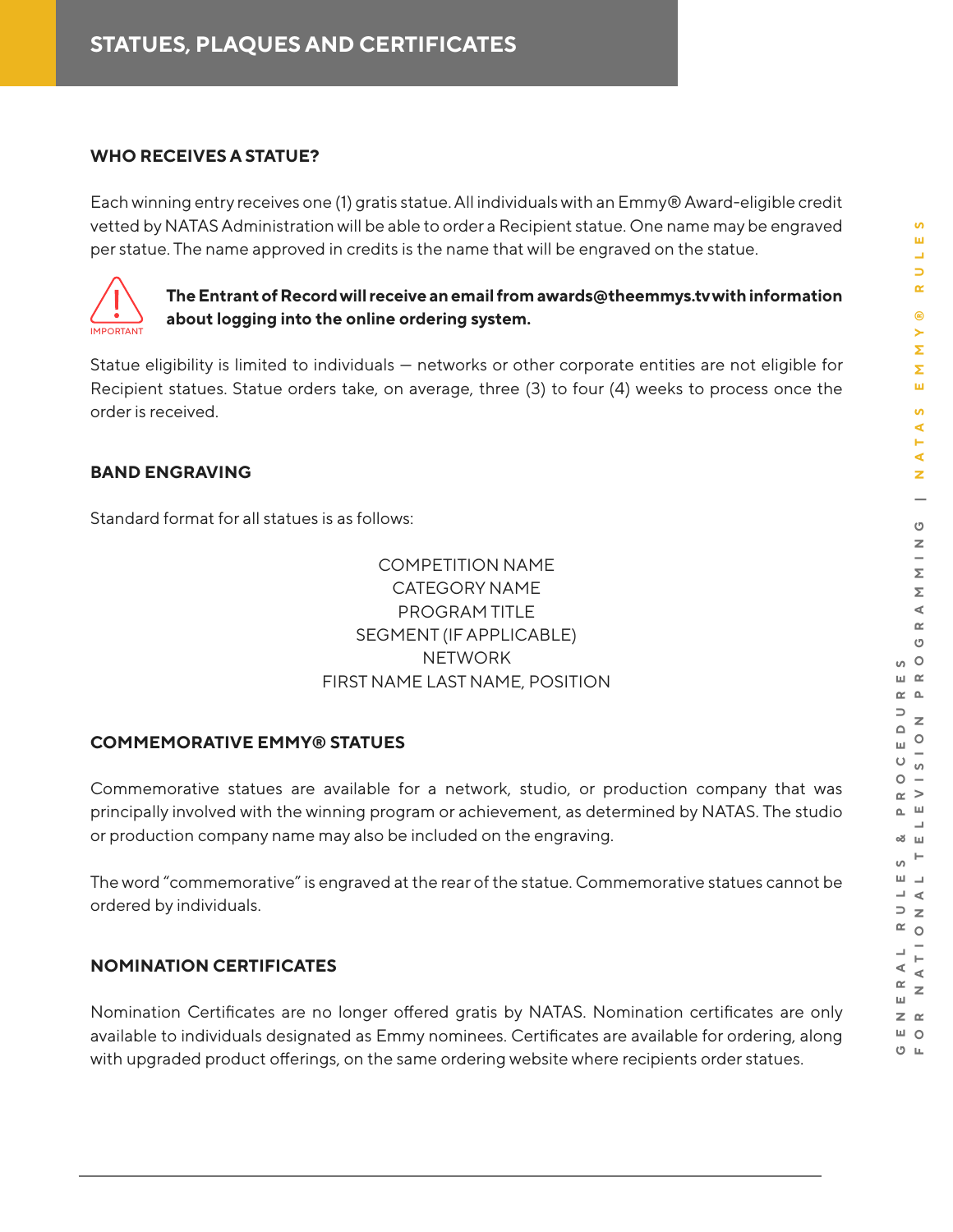# STATUES, PLAQUES AND CERTIFICATES

### WHO RECEIVES A STATUE?

Each winning entry receives one (1) gratis statue. All individuals with an Emmy® Award-eligible credit vetted by NATAS Administration will be able to order a Recipient statue. One name may be engraved per statue. The name approved in credits is the name that will be engraved on the statue.

IMPORTANT: **The Entrant of Record will receive an email from awards@theemmys.tv with information about logging into the online ordering system.**

Statue eligibility is limited to individuals — networks or other corporate entities are not eligible for Recipient statues. Statue orders take, on average, three (3) to four (4) weeks to process once the order is received.

### BAND ENGRAVING

Standard format for all statues is as follows:

COMPETITION NAME
CATEGORY NAME
PROGRAM TITLE
SEGMENT (IF APPLICABLE)
NETWORK
FIRST NAME LAST NAME, POSITION

### COMMEMORATIVE EMMY® STATUES

Commemorative statues are available for a network, studio, or production company that was principally involved with the winning program or achievement, as determined by NATAS. The studio or production company name may also be included on the engraving.

The word "commemorative" is engraved at the rear of the statue. Commemorative statues cannot be ordered by individuals.

### NOMINATION CERTIFICATES

Nomination Certificates are no longer offered gratis by NATAS. Nomination certificates are only available to individuals designated as Emmy nominees. Certificates are available for ordering, along with upgraded product offerings, on the same ordering website where recipients order statues.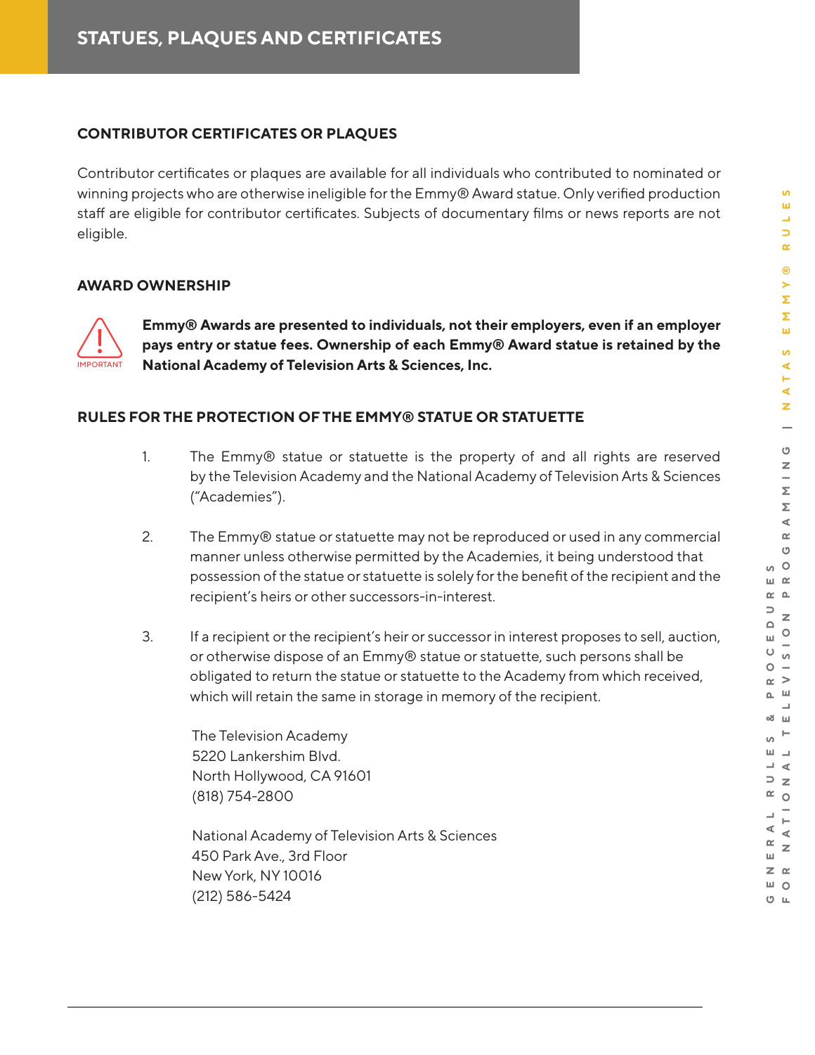# STATUES, PLAQUES AND CERTIFICATES

### CONTRIBUTOR CERTIFICATES OR PLAQUES

Contributor certificates or plaques are available for all individuals who contributed to nominated or winning projects who are otherwise ineligible for the Emmy® Award statue. Only verified production staff are eligible for contributor certificates. Subjects of documentary films or news reports are not eligible.

### AWARD OWNERSHIP

IMPORTANT

**Emmy® Awards are presented to individuals, not their employers, even if an employer pays entry or statue fees. Ownership of each Emmy® Award statue is retained by the National Academy of Television Arts & Sciences, Inc.**

### RULES FOR THE PROTECTION OF THE EMMY® STATUE OR STATUETTE

1. The Emmy® statue or statuette is the property of and all rights are reserved by the Television Academy and the National Academy of Television Arts & Sciences ("Academies").

2. The Emmy® statue or statuette may not be reproduced or used in any commercial manner unless otherwise permitted by the Academies, it being understood that possession of the statue or statuette is solely for the benefit of the recipient and the recipient's heirs or other successors-in-interest.

3. If a recipient or the recipient's heir or successor in interest proposes to sell, auction, or otherwise dispose of an Emmy® statue or statuette, such persons shall be obligated to return the statue or statuette to the Academy from which received, which will retain the same in storage in memory of the recipient.

   The Television Academy
   5220 Lankershim Blvd.
   North Hollywood, CA 91601
   (818) 754-2800

   National Academy of Television Arts & Sciences
   450 Park Ave., 3rd Floor
   New York, NY 10016
   (212) 586-5424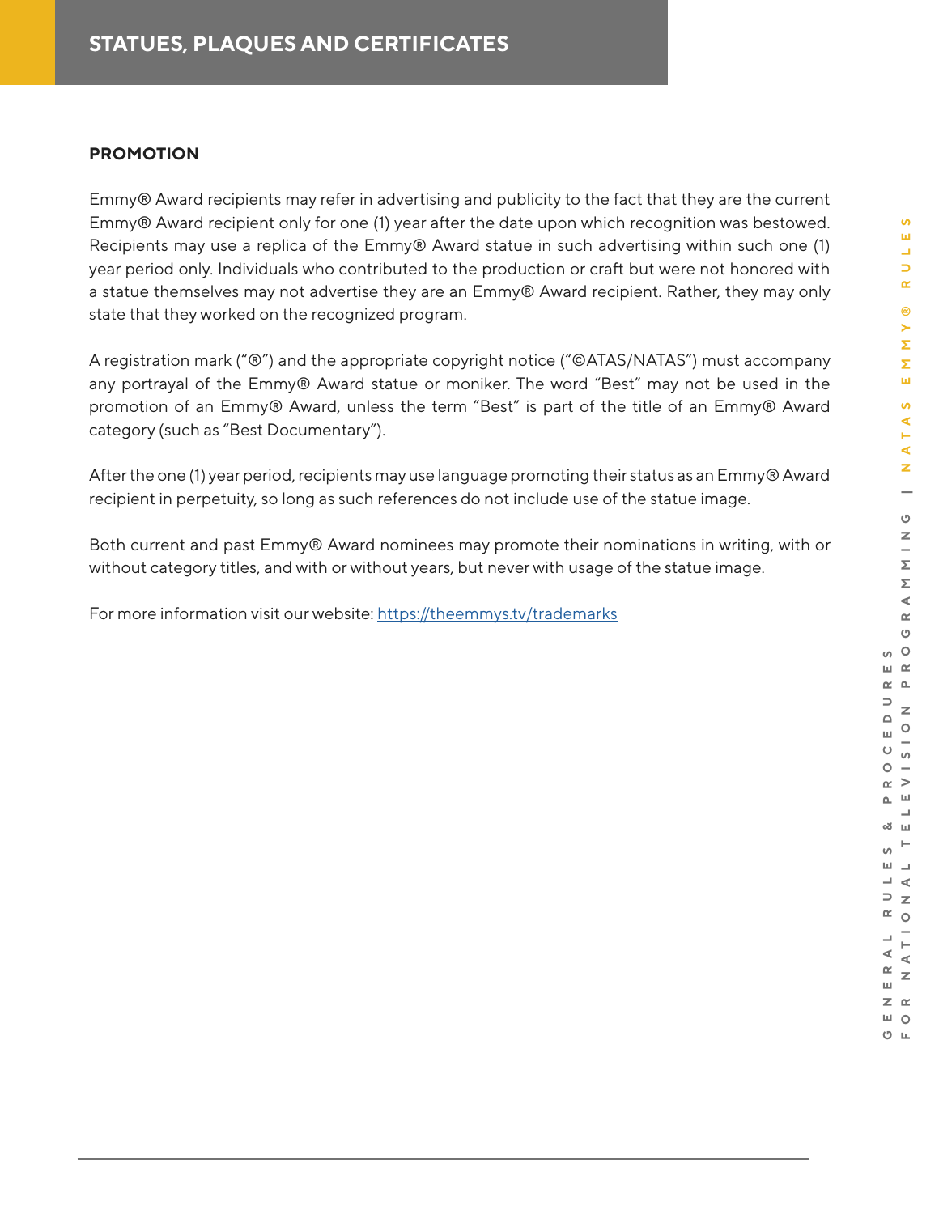## STATUES, PLAQUES AND CERTIFICATES

### PROMOTION

Emmy® Award recipients may refer in advertising and publicity to the fact that they are the current Emmy® Award recipient only for one (1) year after the date upon which recognition was bestowed. Recipients may use a replica of the Emmy® Award statue in such advertising within such one (1) year period only. Individuals who contributed to the production or craft but were not honored with a statue themselves may not advertise they are an Emmy® Award recipient. Rather, they may only state that they worked on the recognized program.

A registration mark ("®") and the appropriate copyright notice ("©ATAS/NATAS") must accompany any portrayal of the Emmy® Award statue or moniker. The word "Best" may not be used in the promotion of an Emmy® Award, unless the term "Best" is part of the title of an Emmy® Award category (such as "Best Documentary").

After the one (1) year period, recipients may use language promoting their status as an Emmy® Award recipient in perpetuity, so long as such references do not include use of the statue image.

Both current and past Emmy® Award nominees may promote their nominations in writing, with or without category titles, and with or without years, but never with usage of the statue image.

For more information visit our website: [https://theemmys.tv/trademarks](https://theemmys.tv/trademarks)